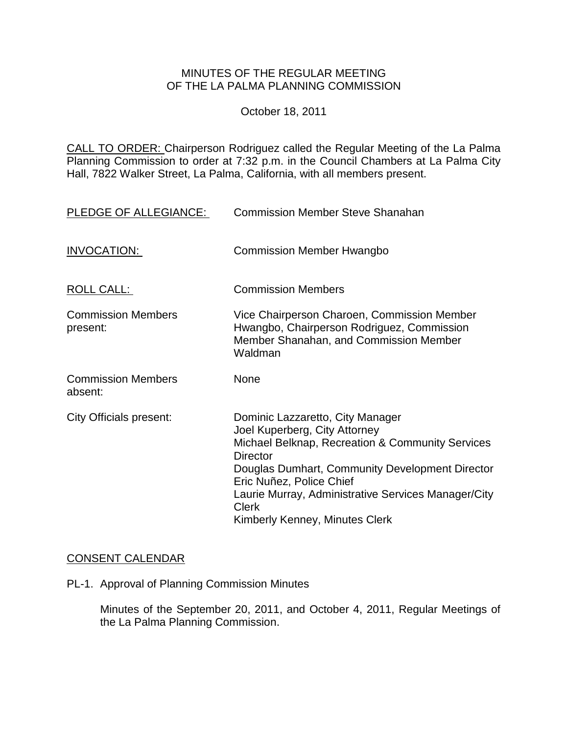# MINUTES OF THE REGULAR MEETING OF THE LA PALMA PLANNING COMMISSION

October 18, 2011

CALL TO ORDER: Chairperson Rodriguez called the Regular Meeting of the La Palma Planning Commission to order at 7:32 p.m. in the Council Chambers at La Palma City Hall, 7822 Walker Street, La Palma, California, with all members present.

PLEDGE OF ALLEGIANCE: Commission Member Steve Shanahan

INVOCATION: Commission Member Hwangbo

ROLL CALL: Commission Members

Commission Members present: Vice Chairperson Charoen, Commission Member Hwangbo, Chairperson Rodriguez, Commission Member Shanahan, and Commission Member Waldman

Commission Members absent: None

City Officials present:
Dominic Lazzaretto, City Manager
Joel Kuperberg, City Attorney
Michael Belknap, Recreation & Community Services Director
Douglas Dumhart, Community Development Director
Eric Nuñez, Police Chief
Laurie Murray, Administrative Services Manager/City Clerk
Kimberly Kenney, Minutes Clerk

## CONSENT CALENDAR

PL-1. Approval of Planning Commission Minutes

Minutes of the September 20, 2011, and October 4, 2011, Regular Meetings of the La Palma Planning Commission.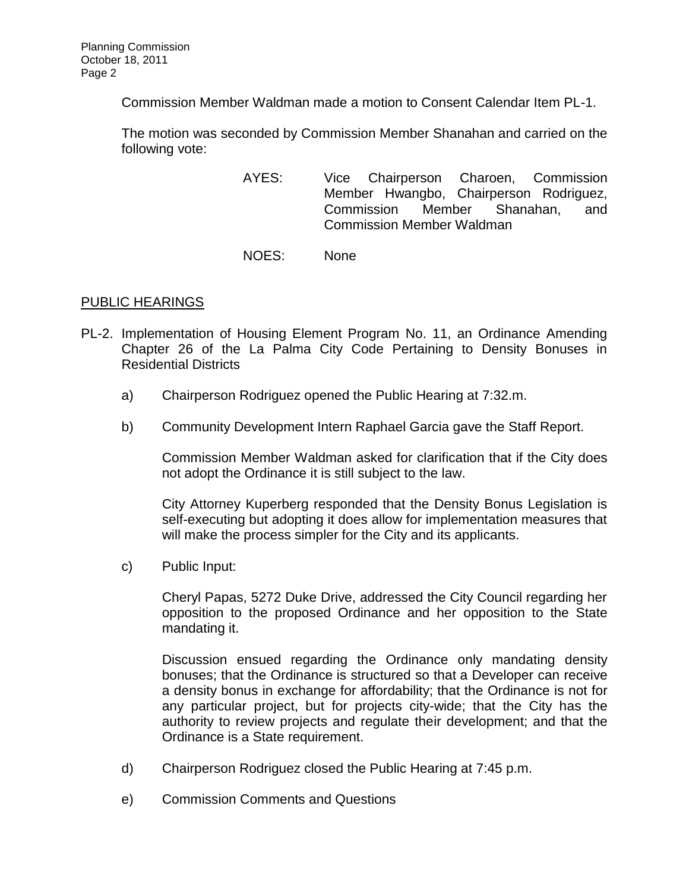Commission Member Waldman made a motion to Consent Calendar Item PL-1.

The motion was seconded by Commission Member Shanahan and carried on the following vote:

AYES: Vice Chairperson Charoen, Commission Member Hwangbo, Chairperson Rodriguez, Commission Member Shanahan, and Commission Member Waldman

NOES: None

## PUBLIC HEARINGS

PL-2. Implementation of Housing Element Program No. 11, an Ordinance Amending Chapter 26 of the La Palma City Code Pertaining to Density Bonuses in Residential Districts

a) Chairperson Rodriguez opened the Public Hearing at 7:32.m.

b) Community Development Intern Raphael Garcia gave the Staff Report.

Commission Member Waldman asked for clarification that if the City does not adopt the Ordinance it is still subject to the law.

City Attorney Kuperberg responded that the Density Bonus Legislation is self-executing but adopting it does allow for implementation measures that will make the process simpler for the City and its applicants.

c) Public Input:

Cheryl Papas, 5272 Duke Drive, addressed the City Council regarding her opposition to the proposed Ordinance and her opposition to the State mandating it.

Discussion ensued regarding the Ordinance only mandating density bonuses; that the Ordinance is structured so that a Developer can receive a density bonus in exchange for affordability; that the Ordinance is not for any particular project, but for projects city-wide; that the City has the authority to review projects and regulate their development; and that the Ordinance is a State requirement.

d) Chairperson Rodriguez closed the Public Hearing at 7:45 p.m.

e) Commission Comments and Questions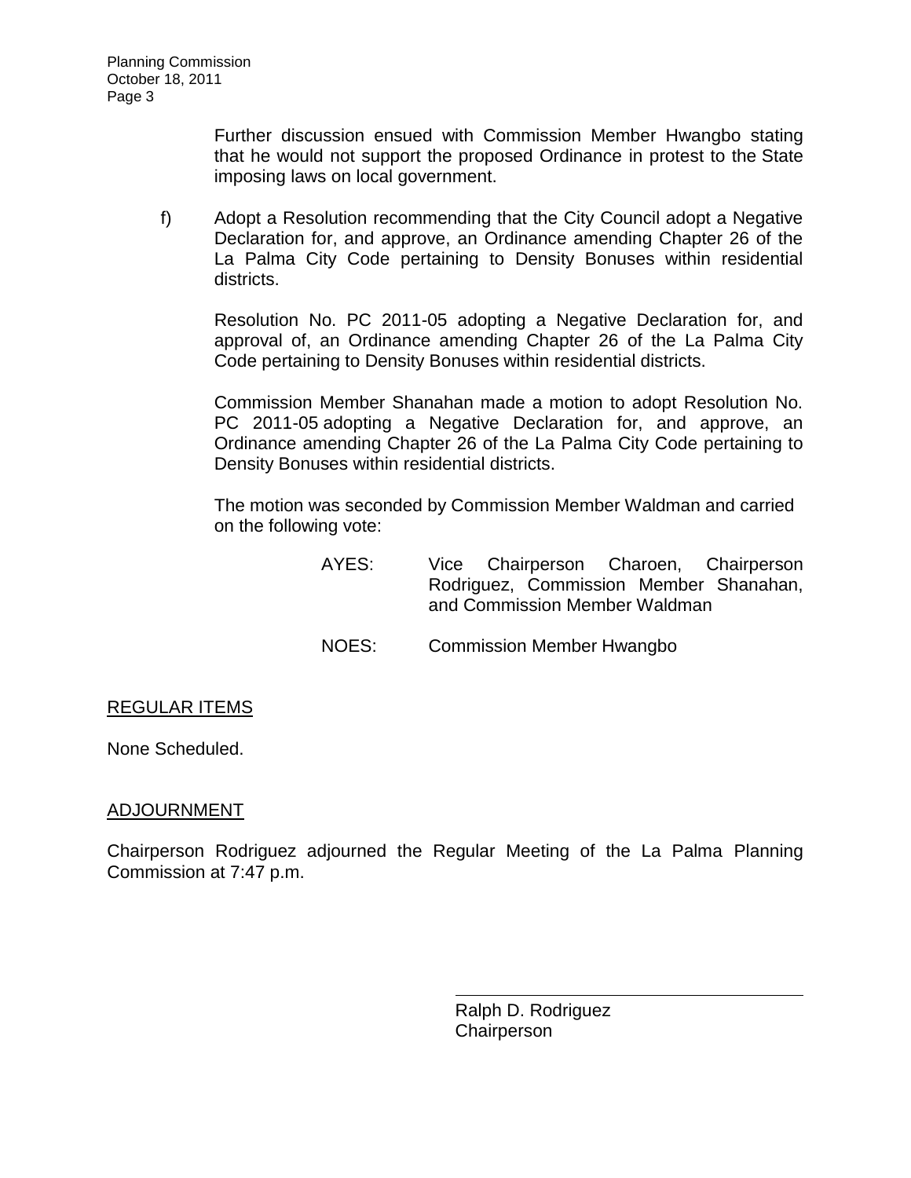Further discussion ensued with Commission Member Hwangbo stating that he would not support the proposed Ordinance in protest to the State imposing laws on local government.

f) Adopt a Resolution recommending that the City Council adopt a Negative Declaration for, and approve, an Ordinance amending Chapter 26 of the La Palma City Code pertaining to Density Bonuses within residential districts.

Resolution No. PC 2011-05 adopting a Negative Declaration for, and approval of, an Ordinance amending Chapter 26 of the La Palma City Code pertaining to Density Bonuses within residential districts.

Commission Member Shanahan made a motion to adopt Resolution No. PC 2011-05 adopting a Negative Declaration for, and approve, an Ordinance amending Chapter 26 of the La Palma City Code pertaining to Density Bonuses within residential districts.

The motion was seconded by Commission Member Waldman and carried on the following vote:

AYES: Vice Chairperson Charoen, Chairperson Rodriguez, Commission Member Shanahan, and Commission Member Waldman

NOES: Commission Member Hwangbo

## REGULAR ITEMS

None Scheduled.

## ADJOURNMENT

Chairperson Rodriguez adjourned the Regular Meeting of the La Palma Planning Commission at 7:47 p.m.

Ralph D. Rodriguez
Chairperson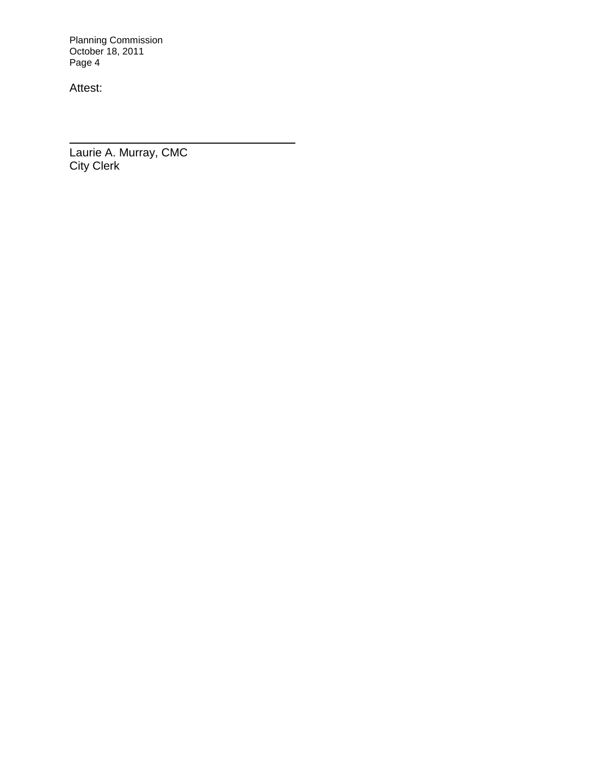Attest:

\_\_\_\_\_\_\_\_\_\_\_\_\_\_\_\_\_\_\_\_\_\_\_\_\_\_\_\_\_\_\_\_\_\_\_\_

Laurie A. Murray, CMC
City Clerk